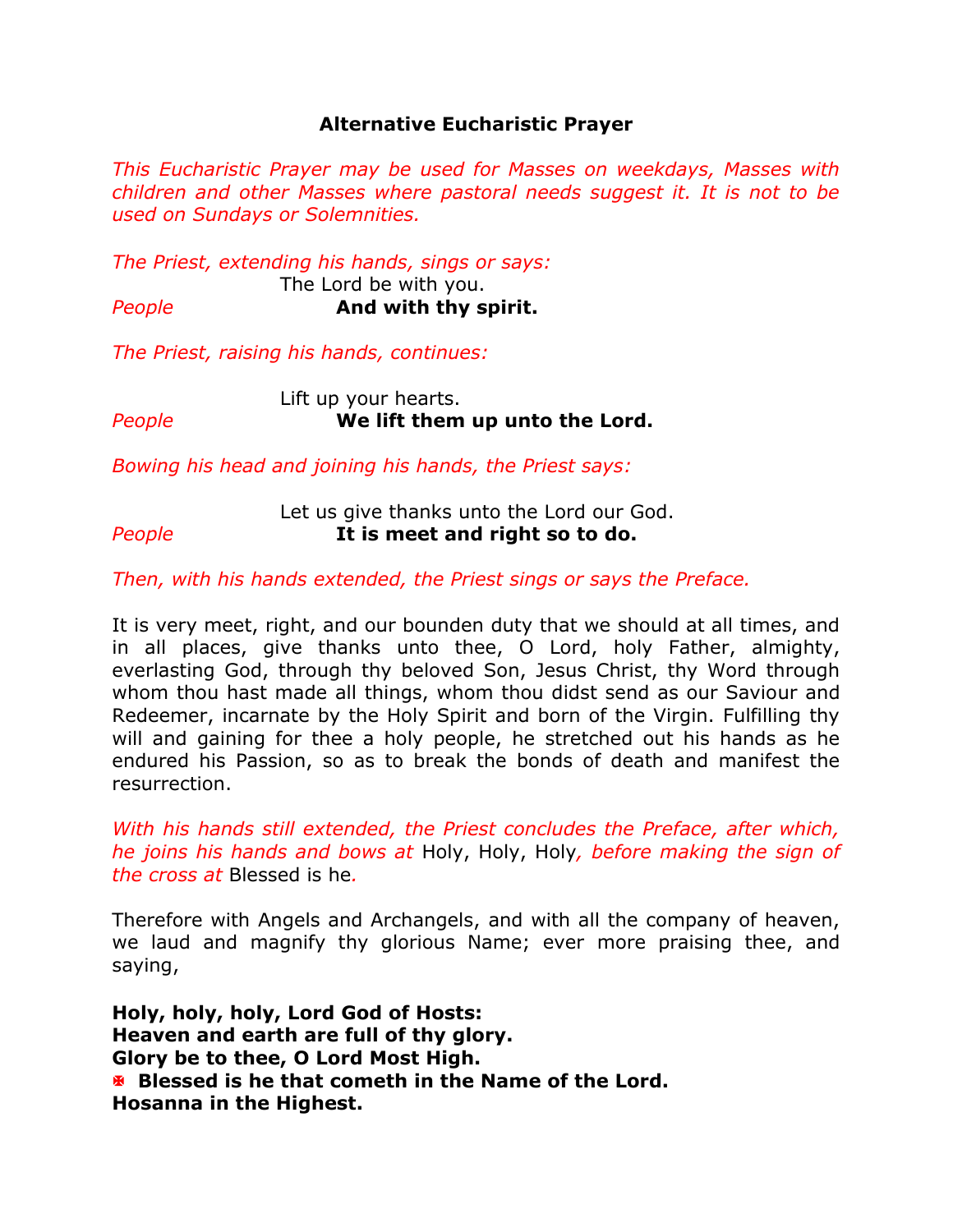# Alternative Eucharistic Prayer

*This Eucharistic Prayer may be used for Masses on weekdays, Masses with children and other Masses where pastoral needs suggest it. It is not to be used on Sundays or Solemnities.*

*The Priest, extending his hands, sings or says:*

The Lord be with you.

*People* **And with thy spirit.**

*The Priest, raising his hands, continues:*

Lift up your hearts.

*People* **We lift them up unto the Lord.**

*Bowing his head and joining his hands, the Priest says:*

Let us give thanks unto the Lord our God.

*People* **It is meet and right so to do.**

*Then, with his hands extended, the Priest sings or says the Preface.*

It is very meet, right, and our bounden duty that we should at all times, and in all places, give thanks unto thee, O Lord, holy Father, almighty, everlasting God, through thy beloved Son, Jesus Christ, thy Word through whom thou hast made all things, whom thou didst send as our Saviour and Redeemer, incarnate by the Holy Spirit and born of the Virgin. Fulfilling thy will and gaining for thee a holy people, he stretched out his hands as he endured his Passion, so as to break the bonds of death and manifest the resurrection.

*With his hands still extended, the Priest concludes the Preface, after which, he joins his hands and bows at* Holy, Holy, Holy*, before making the sign of the cross at* Blessed is he*.*

Therefore with Angels and Archangels, and with all the company of heaven, we laud and magnify thy glorious Name; ever more praising thee, and saying,

**Holy, holy, holy, Lord God of Hosts:**
**Heaven and earth are full of thy glory.**
**Glory be to thee, O Lord Most High.**
✠ **Blessed is he that cometh in the Name of the Lord.**
**Hosanna in the Highest.**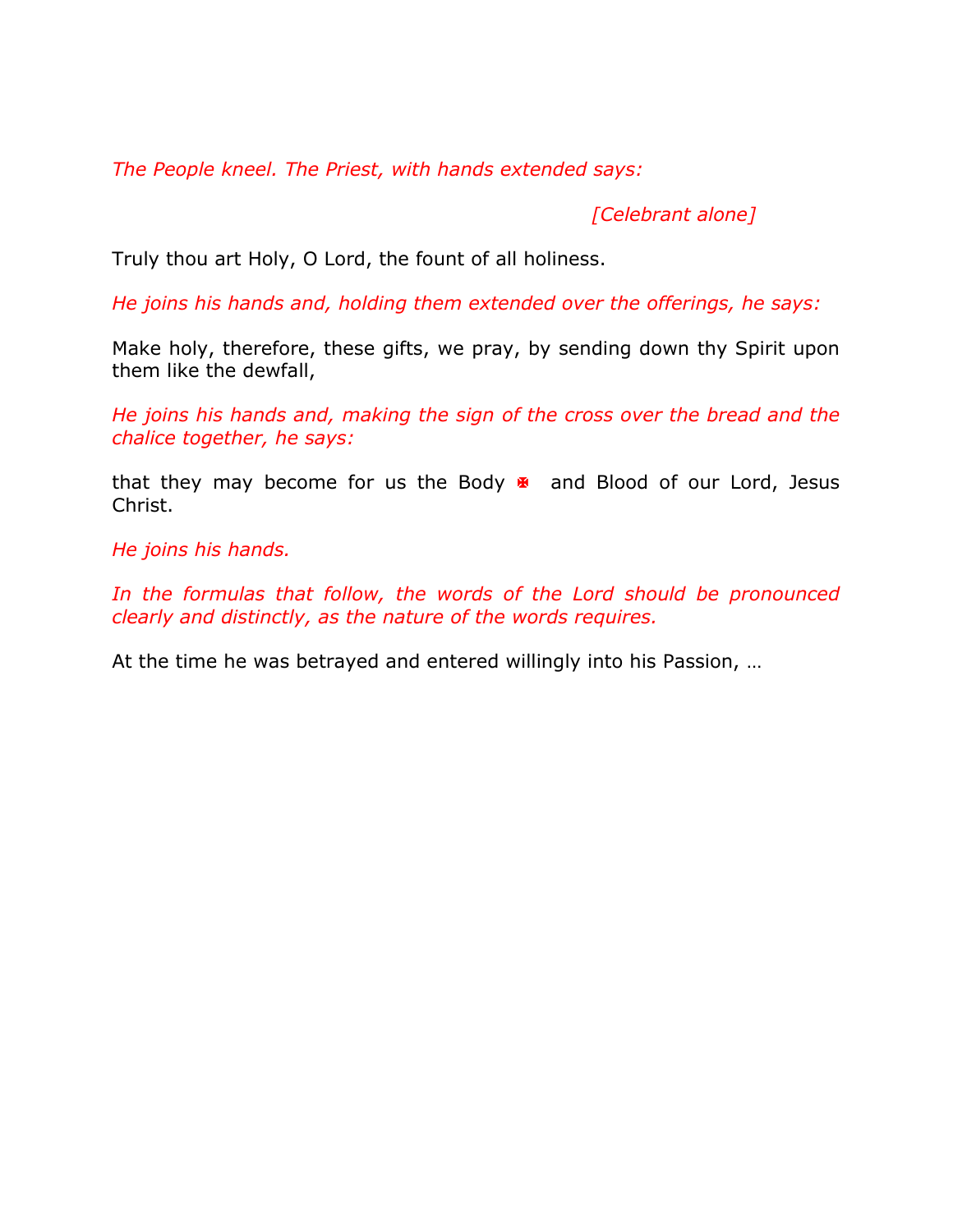*The People kneel. The Priest, with hands extended says:*

*[Celebrant alone]*

Truly thou art Holy, O Lord, the fount of all holiness.

*He joins his hands and, holding them extended over the offerings, he says:*

Make holy, therefore, these gifts, we pray, by sending down thy Spirit upon them like the dewfall,

*He joins his hands and, making the sign of the cross over the bread and the chalice together, he says:*

that they may become for us the Body ✠ and Blood of our Lord, Jesus Christ.

*He joins his hands.*

*In the formulas that follow, the words of the Lord should be pronounced clearly and distinctly, as the nature of the words requires.*

At the time he was betrayed and entered willingly into his Passion, …